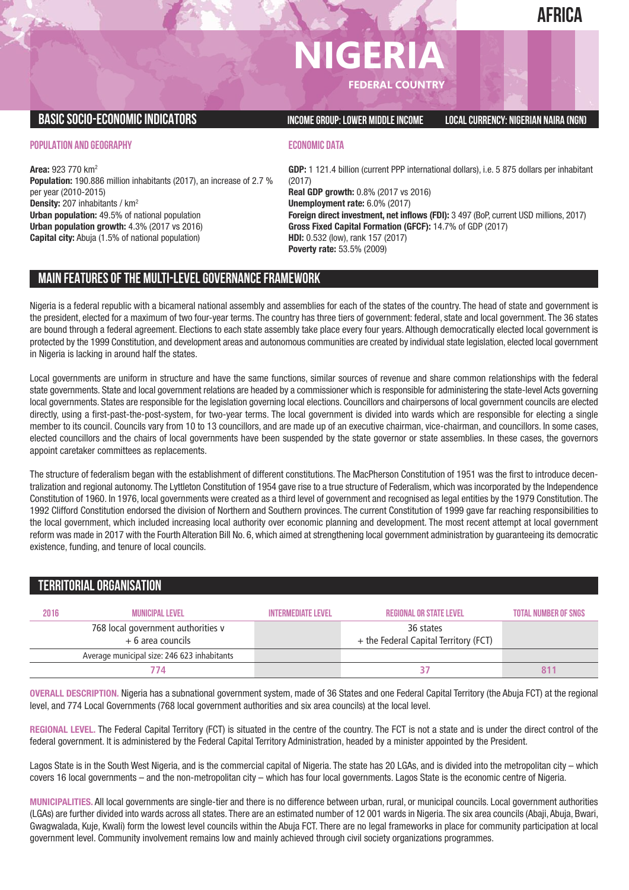# AFRICA

# NIGERIA

FEDERAL COUNTRY

## BASIC SOCIO-ECONOMIC INDICATORS

INCOME GROUP: LOWER MIDDLE INCOME

LOCAL CURRENCY: NIGERIAN NAIRA (NGN)

### POPULATION AND GEOGRAPHY

**Area:** 923 770 km$^2$
**Population:** 190.886 million inhabitants (2017), an increase of 2.7 % per year (2010-2015)
**Density:** 207 inhabitants / km$^2$
**Urban population:** 49.5% of national population
**Urban population growth:** 4.3% (2017 vs 2016)
**Capital city:** Abuja (1.5% of national population)

### ECONOMIC DATA

**GDP:** 1 121.4 billion (current PPP international dollars), i.e. 5 875 dollars per inhabitant (2017)
**Real GDP growth:** 0.8% (2017 vs 2016)
**Unemployment rate:** 6.0% (2017)
**Foreign direct investment, net inflows (FDI):** 3 497 (BoP, current USD millions, 2017)
**Gross Fixed Capital Formation (GFCF):** 14.7% of GDP (2017)
**HDI:** 0.532 (low), rank 157 (2017)
**Poverty rate:** 53.5% (2009)

## MAIN FEATURES OF THE MULTI-LEVEL GOVERNANCE FRAMEWORK

Nigeria is a federal republic with a bicameral national assembly and assemblies for each of the states of the country. The head of state and government is the president, elected for a maximum of two four-year terms. The country has three tiers of government: federal, state and local government. The 36 states are bound through a federal agreement. Elections to each state assembly take place every four years. Although democratically elected local government is protected by the 1999 Constitution, and development areas and autonomous communities are created by individual state legislation, elected local government in Nigeria is lacking in around half the states.

Local governments are uniform in structure and have the same functions, similar sources of revenue and share common relationships with the federal state governments. State and local government relations are headed by a commissioner which is responsible for administering the state-level Acts governing local governments. States are responsible for the legislation governing local elections. Councillors and chairpersons of local government councils are elected directly, using a first-past-the-post-system, for two-year terms. The local government is divided into wards which are responsible for electing a single member to its council. Councils vary from 10 to 13 councillors, and are made up of an executive chairman, vice-chairman, and councillors. In some cases, elected councillors and the chairs of local governments have been suspended by the state governor or state assemblies. In these cases, the governors appoint caretaker committees as replacements.

The structure of federalism began with the establishment of different constitutions. The MacPherson Constitution of 1951 was the first to introduce decentralization and regional autonomy. The Lyttleton Constitution of 1954 gave rise to a true structure of Federalism, which was incorporated by the Independence Constitution of 1960. In 1976, local governments were created as a third level of government and recognised as legal entities by the 1979 Constitution. The 1992 Clifford Constitution endorsed the division of Northern and Southern provinces. The current Constitution of 1999 gave far reaching responsibilities to the local government, which included increasing local authority over economic planning and development. The most recent attempt at local government reform was made in 2017 with the Fourth Alteration Bill No. 6, which aimed at strengthening local government administration by guaranteeing its democratic existence, funding, and tenure of local councils.

## TERRITORIAL ORGANISATION

| 2016 | MUNICIPAL LEVEL | INTERMEDIATE LEVEL | REGIONAL OR STATE LEVEL | TOTAL NUMBER OF SNGS |
|---|---|---|---|---|
| | 768 local government authorities v + 6 area councils | | 36 states + the Federal Capital Territory (FCT) | |
| | Average municipal size: 246 623 inhabitants | | | |
| | 774 | | 37 | 811 |

**OVERALL DESCRIPTION.** Nigeria has a subnational government system, made of 36 States and one Federal Capital Territory (the Abuja FCT) at the regional level, and 774 Local Governments (768 local government authorities and six area councils) at the local level.

**REGIONAL LEVEL.** The Federal Capital Territory (FCT) is situated in the centre of the country. The FCT is not a state and is under the direct control of the federal government. It is administered by the Federal Capital Territory Administration, headed by a minister appointed by the President.

Lagos State is in the South West Nigeria, and is the commercial capital of Nigeria. The state has 20 LGAs, and is divided into the metropolitan city – which covers 16 local governments – and the non-metropolitan city – which has four local governments. Lagos State is the economic centre of Nigeria.

**MUNICIPALITIES.** All local governments are single-tier and there is no difference between urban, rural, or municipal councils. Local government authorities (LGAs) are further divided into wards across all states. There are an estimated number of 12 001 wards in Nigeria. The six area councils (Abaji, Abuja, Bwari, Gwagwalada, Kuje, Kwali) form the lowest level councils within the Abuja FCT. There are no legal frameworks in place for community participation at local government level. Community involvement remains low and mainly achieved through civil society organizations programmes.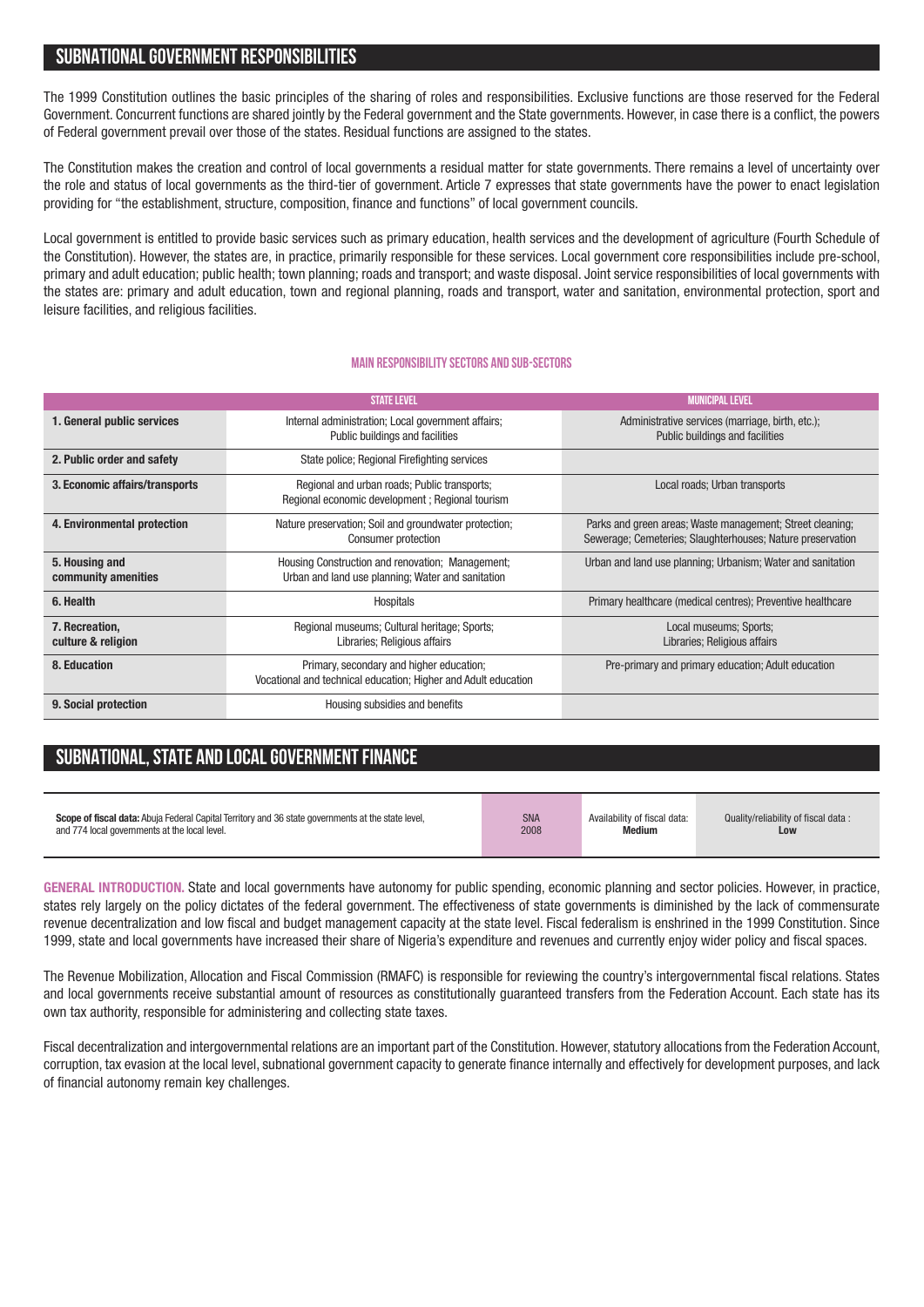## SUBNATIONAL GOVERNMENT RESPONSIBILITIES

The 1999 Constitution outlines the basic principles of the sharing of roles and responsibilities. Exclusive functions are those reserved for the Federal Government. Concurrent functions are shared jointly by the Federal government and the State governments. However, in case there is a conflict, the powers of Federal government prevail over those of the states. Residual functions are assigned to the states.

The Constitution makes the creation and control of local governments a residual matter for state governments. There remains a level of uncertainty over the role and status of local governments as the third-tier of government. Article 7 expresses that state governments have the power to enact legislation providing for "the establishment, structure, composition, finance and functions" of local government councils.

Local government is entitled to provide basic services such as primary education, health services and the development of agriculture (Fourth Schedule of the Constitution). However, the states are, in practice, primarily responsible for these services. Local government core responsibilities include pre-school, primary and adult education; public health; town planning; roads and transport; and waste disposal. Joint service responsibilities of local governments with the states are: primary and adult education, town and regional planning, roads and transport, water and sanitation, environmental protection, sport and leisure facilities, and religious facilities.

### MAIN RESPONSIBILITY SECTORS AND SUB-SECTORS

| | STATE LEVEL | MUNICIPAL LEVEL |
|---|---|---|
| **1. General public services** | Internal administration; Local government affairs; Public buildings and facilities | Administrative services (marriage, birth, etc.); Public buildings and facilities |
| **2. Public order and safety** | State police; Regional Firefighting services | |
| **3. Economic affairs/transports** | Regional and urban roads; Public transports; Regional economic development ; Regional tourism | Local roads; Urban transports |
| **4. Environmental protection** | Nature preservation; Soil and groundwater protection; Consumer protection | Parks and green areas; Waste management; Street cleaning; Sewerage; Cemeteries; Slaughterhouses; Nature preservation |
| **5. Housing and community amenities** | Housing Construction and renovation; Management; Urban and land use planning; Water and sanitation | Urban and land use planning; Urbanism; Water and sanitation |
| **6. Health** | Hospitals | Primary healthcare (medical centres); Preventive healthcare |
| **7. Recreation, culture & religion** | Regional museums; Cultural heritage; Sports; Libraries; Religious affairs | Local museums; Sports; Libraries; Religious affairs |
| **8. Education** | Primary, secondary and higher education; Vocational and technical education; Higher and Adult education | Pre-primary and primary education; Adult education |
| **9. Social protection** | Housing subsidies and benefits | |

## SUBNATIONAL, STATE AND LOCAL GOVERNMENT FINANCE

| **Scope of fiscal data:** Abuja Federal Capital Territory and 36 state governments at the state level, and 774 local governments at the local level. | SNA 2008 | Availability of fiscal data: **Medium** | Quality/reliability of fiscal data : **Low** |
|---|---|---|---|

**GENERAL INTRODUCTION.** State and local governments have autonomy for public spending, economic planning and sector policies. However, in practice, states rely largely on the policy dictates of the federal government. The effectiveness of state governments is diminished by the lack of commensurate revenue decentralization and low fiscal and budget management capacity at the state level. Fiscal federalism is enshrined in the 1999 Constitution. Since 1999, state and local governments have increased their share of Nigeria's expenditure and revenues and currently enjoy wider policy and fiscal spaces.

The Revenue Mobilization, Allocation and Fiscal Commission (RMAFC) is responsible for reviewing the country's intergovernmental fiscal relations. States and local governments receive substantial amount of resources as constitutionally guaranteed transfers from the Federation Account. Each state has its own tax authority, responsible for administering and collecting state taxes.

Fiscal decentralization and intergovernmental relations are an important part of the Constitution. However, statutory allocations from the Federation Account, corruption, tax evasion at the local level, subnational government capacity to generate finance internally and effectively for development purposes, and lack of financial autonomy remain key challenges.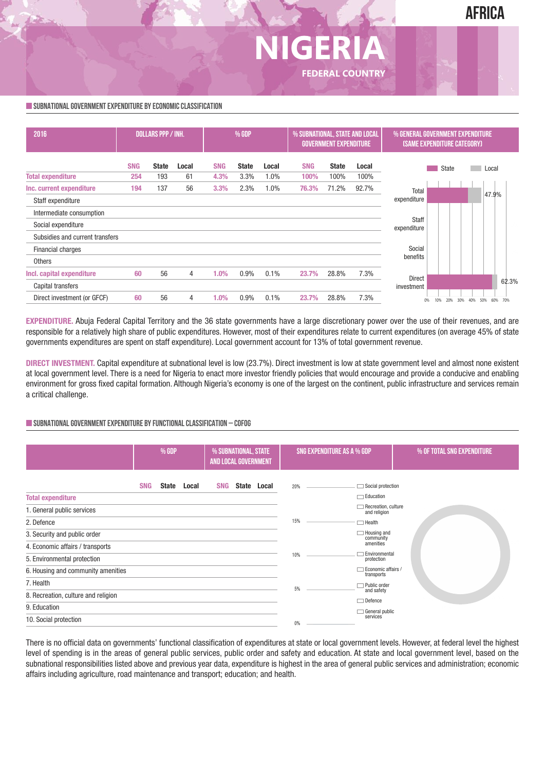# NIGERIA

FEDERAL COUNTRY

AFRICA

## SUBNATIONAL GOVERNMENT EXPENDITURE BY ECONOMIC CLASSIFICATION

| 2016 | DOLLARS PPP / INH. | | | % GDP | | | % SUBNATIONAL, STATE AND LOCAL GOVERNMENT EXPENDITURE | | |
|---|---|---|---|---|---|---|---|---|---|
| | SNG | State | Local | SNG | State | Local | SNG | State | Local |
| **Total expenditure** | 254 | 193 | 61 | 4.3% | 3.3% | 1.0% | 100% | 100% | 100% |
| **Inc. current expenditure** | 194 | 137 | 56 | 3.3% | 2.3% | 1.0% | 76.3% | 71.2% | 92.7% |
| Staff expenditure | | | | | | | | | |
| Intermediate consumption | | | | | | | | | |
| Social expenditure | | | | | | | | | |
| Subsidies and current transfers | | | | | | | | | |
| Financial charges | | | | | | | | | |
| Others | | | | | | | | | |
| **Incl. capital expenditure** | 60 | 56 | 4 | 1.0% | 0.9% | 0.1% | 23.7% | 28.8% | 7.3% |
| Capital transfers | | | | | | | | | |
| Direct investment (or GFCF) | 60 | 56 | 4 | 1.0% | 0.9% | 0.1% | 23.7% | 28.8% | 7.3% |

**% GENERAL GOVERNMENT EXPENDITURE (SAME EXPENDITURE CATEGORY)**

State / Local

- Total expenditure: 47.9%
- Staff expenditure
- Social benefits
- Direct investment: 62.3%

0% 10% 20% 30% 40% 50% 60% 70%

**EXPENDITURE.** Abuja Federal Capital Territory and the 36 state governments have a large discretionary power over the use of their revenues, and are responsible for a relatively high share of public expenditures. However, most of their expenditures relate to current expenditures (on average 45% of state governments expenditures are spent on staff expenditure). Local government account for 13% of total government revenue.

**DIRECT INVESTMENT.** Capital expenditure at subnational level is low (23.7%). Direct investment is low at state government level and almost none existent at local government level. There is a need for Nigeria to enact more investor friendly policies that would encourage and provide a conducive and enabling environment for gross fixed capital formation. Although Nigeria's economy is one of the largest on the continent, public infrastructure and services remain a critical challenge.

## SUBNATIONAL GOVERNMENT EXPENDITURE BY FUNCTIONAL CLASSIFICATION – COFOG

| | % GDP | | | % SUBNATIONAL, STATE AND LOCAL GOVERNMENT | | |
|---|---|---|---|---|---|---|
| | SNG | State | Local | SNG | State | Local |
| **Total expenditure** | | | | | | |
| 1. General public services | | | | | | |
| 2. Defence | | | | | | |
| 3. Security and public order | | | | | | |
| 4. Economic affairs / transports | | | | | | |
| 5. Environmental protection | | | | | | |
| 6. Housing and community amenities | | | | | | |
| 7. Health | | | | | | |
| 8. Recreation, culture and religion | | | | | | |
| 9. Education | | | | | | |
| 10. Social protection | | | | | | |

**SNG EXPENDITURE AS A % GDP**

20% / 15% / 10% / 5% / 0%

Social protection; Education; Recreation, culture and religion; Health; Housing and community amenities; Environmental protection; Economic affairs / transports; Public order and safety; Defence; General public services

**% OF TOTAL SNG EXPENDITURE**

There is no official data on governments' functional classification of expenditures at state or local government levels. However, at federal level the highest level of spending is in the areas of general public services, public order and safety and education. At state and local government level, based on the subnational responsibilities listed above and previous year data, expenditure is highest in the area of general public services and administration; economic affairs including agriculture, road maintenance and transport; education; and health.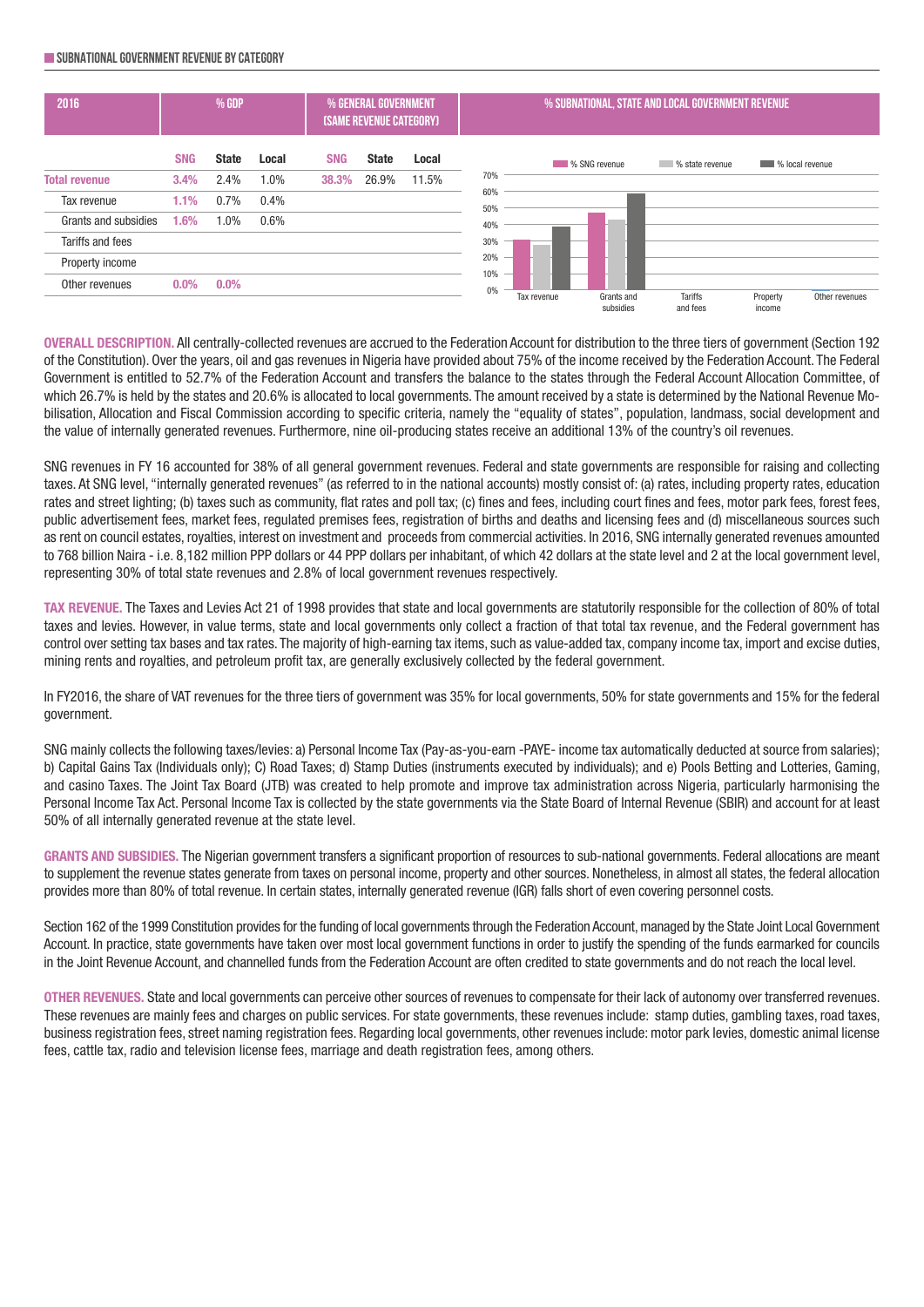## SUBNATIONAL GOVERNMENT REVENUE BY CATEGORY

| 2016 | % GDP | | | % GENERAL GOVERNMENT (SAME REVENUE CATEGORY) | | |
|---|---|---|---|---|---|---|
| | SNG | State | Local | SNG | State | Local |
| **Total revenue** | 3.4% | 2.4% | 1.0% | 38.3% | 26.9% | 11.5% |
| Tax revenue | 1.1% | 0.7% | 0.4% | | | |
| Grants and subsidies | 1.6% | 1.0% | 0.6% | | | |
| Tariffs and fees | | | | | | |
| Property income | | | | | | |
| Other revenues | 0.0% | 0.0% | | | | |

% SUBNATIONAL, STATE AND LOCAL GOVERNMENT REVENUE

**OVERALL DESCRIPTION.** All centrally-collected revenues are accrued to the Federation Account for distribution to the three tiers of government (Section 192 of the Constitution). Over the years, oil and gas revenues in Nigeria have provided about 75% of the income received by the Federation Account. The Federal Government is entitled to 52.7% of the Federation Account and transfers the balance to the states through the Federal Account Allocation Committee, of which 26.7% is held by the states and 20.6% is allocated to local governments. The amount received by a state is determined by the National Revenue Mobilisation, Allocation and Fiscal Commission according to specific criteria, namely the "equality of states", population, landmass, social development and the value of internally generated revenues. Furthermore, nine oil-producing states receive an additional 13% of the country's oil revenues.

SNG revenues in FY 16 accounted for 38% of all general government revenues. Federal and state governments are responsible for raising and collecting taxes. At SNG level, "internally generated revenues" (as referred to in the national accounts) mostly consist of: (a) rates, including property rates, education rates and street lighting; (b) taxes such as community, flat rates and poll tax; (c) fines and fees, including court fines and fees, motor park fees, forest fees, public advertisement fees, market fees, regulated premises fees, registration of births and deaths and licensing fees and (d) miscellaneous sources such as rent on council estates, royalties, interest on investment and proceeds from commercial activities. In 2016, SNG internally generated revenues amounted to 768 billion Naira - i.e. 8,182 million PPP dollars or 44 PPP dollars per inhabitant, of which 42 dollars at the state level and 2 at the local government level, representing 30% of total state revenues and 2.8% of local government revenues respectively.

**TAX REVENUE.** The Taxes and Levies Act 21 of 1998 provides that state and local governments are statutorily responsible for the collection of 80% of total taxes and levies. However, in value terms, state and local governments only collect a fraction of that total tax revenue, and the Federal government has control over setting tax bases and tax rates. The majority of high-earning tax items, such as value-added tax, company income tax, import and excise duties, mining rents and royalties, and petroleum profit tax, are generally exclusively collected by the federal government.

In FY2016, the share of VAT revenues for the three tiers of government was 35% for local governments, 50% for state governments and 15% for the federal government.

SNG mainly collects the following taxes/levies: a) Personal Income Tax (Pay-as-you-earn -PAYE- income tax automatically deducted at source from salaries); b) Capital Gains Tax (Individuals only); C) Road Taxes; d) Stamp Duties (instruments executed by individuals); and e) Pools Betting and Lotteries, Gaming, and casino Taxes. The Joint Tax Board (JTB) was created to help promote and improve tax administration across Nigeria, particularly harmonising the Personal Income Tax Act. Personal Income Tax is collected by the state governments via the State Board of Internal Revenue (SBIR) and account for at least 50% of all internally generated revenue at the state level.

**GRANTS AND SUBSIDIES.** The Nigerian government transfers a significant proportion of resources to sub-national governments. Federal allocations are meant to supplement the revenue states generate from taxes on personal income, property and other sources. Nonetheless, in almost all states, the federal allocation provides more than 80% of total revenue. In certain states, internally generated revenue (IGR) falls short of even covering personnel costs.

Section 162 of the 1999 Constitution provides for the funding of local governments through the Federation Account, managed by the State Joint Local Government Account. In practice, state governments have taken over most local government functions in order to justify the spending of the funds earmarked for councils in the Joint Revenue Account, and channelled funds from the Federation Account are often credited to state governments and do not reach the local level.

**OTHER REVENUES.** State and local governments can perceive other sources of revenues to compensate for their lack of autonomy over transferred revenues. These revenues are mainly fees and charges on public services. For state governments, these revenues include: stamp duties, gambling taxes, road taxes, business registration fees, street naming registration fees. Regarding local governments, other revenues include: motor park levies, domestic animal license fees, cattle tax, radio and television license fees, marriage and death registration fees, among others.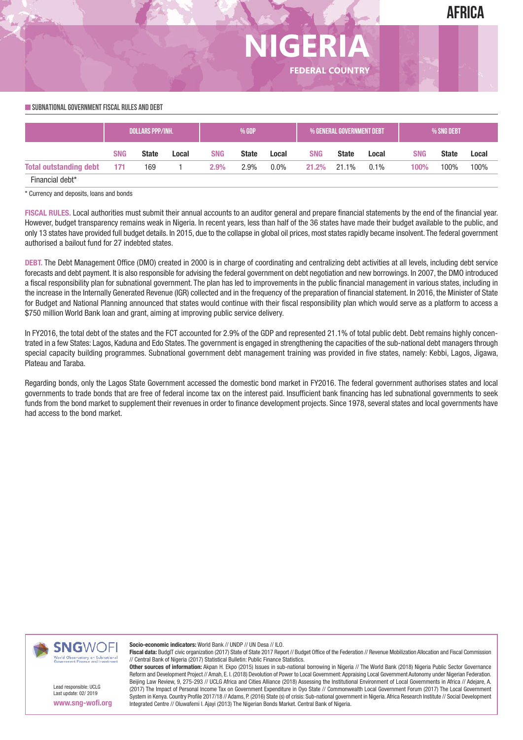# NIGERIA

FEDERAL COUNTRY

## SUBNATIONAL GOVERNMENT FISCAL RULES AND DEBT

| | DOLLARS PPP/INH. | | | % GDP | | | % GENERAL GOVERNMENT DEBT | | | % SNG DEBT | | |
|---|---|---|---|---|---|---|---|---|---|---|---|---|
| | SNG | State | Local | SNG | State | Local | SNG | State | Local | SNG | State | Local |
| **Total outstanding debt** | **171** | 169 | 1 | **2.9%** | 2.9% | 0.0% | **21.2%** | 21.1% | 0.1% | **100%** | 100% | 100% |
| Financial debt* | | | | | | | | | | | | |

* Currency and deposits, loans and bonds

**FISCAL RULES.** Local authorities must submit their annual accounts to an auditor general and prepare financial statements by the end of the financial year. However, budget transparency remains weak in Nigeria. In recent years, less than half of the 36 states have made their budget available to the public, and only 13 states have provided full budget details. In 2015, due to the collapse in global oil prices, most states rapidly became insolvent. The federal government authorised a bailout fund for 27 indebted states.

**DEBT.** The Debt Management Office (DMO) created in 2000 is in charge of coordinating and centralizing debt activities at all levels, including debt service forecasts and debt payment. It is also responsible for advising the federal government on debt negotiation and new borrowings. In 2007, the DMO introduced a fiscal responsibility plan for subnational government. The plan has led to improvements in the public financial management in various states, including in the increase in the Internally Generated Revenue (IGR) collected and in the frequency of the preparation of financial statement. In 2016, the Minister of State for Budget and National Planning announced that states would continue with their fiscal responsibility plan which would serve as a platform to access a $750 million World Bank loan and grant, aiming at improving public service delivery.

In FY2016, the total debt of the states and the FCT accounted for 2.9% of the GDP and represented 21.1% of total public debt. Debt remains highly concentrated in a few States: Lagos, Kaduna and Edo States. The government is engaged in strengthening the capacities of the sub-national debt managers through special capacity building programmes. Subnational government debt management training was provided in five states, namely: Kebbi, Lagos, Jigawa, Plateau and Taraba.

Regarding bonds, only the Lagos State Government accessed the domestic bond market in FY2016. The federal government authorises states and local governments to trade bonds that are free of federal income tax on the interest paid. Insufficient bank financing has led subnational governments to seek funds from the bond market to supplement their revenues in order to finance development projects. Since 1978, several states and local governments have had access to the bond market.

SNGWOFI World Observatory on Subnational Government Finance and Investment

Lead responsible: UCLG
Last update: 02/ 2019
www.sng-wofi.org

**Socio-economic indicators:** World Bank // UNDP // UN Desa // ILO.
**Fiscal data:** BudgIT civic organization (2017) State of State 2017 Report // Budget Office of the Federation // Revenue Mobilization Allocation and Fiscal Commission // Central Bank of Nigeria (2017) Statistical Bulletin: Public Finance Statistics.
**Other sources of information:** Akpan H. Ekpo (2015) Issues in sub-national borrowing in Nigeria // The World Bank (2018) Nigeria Public Sector Governance Reform and Development Project // Amah, E. I. (2018) Devolution of Power to Local Government: Appraising Local Government Autonomy under Nigerian Federation. Beijing Law Review, 9, 275-293 // UCLG Africa and Cities Alliance (2018) Assessing the Institutional Environment of Local Governments in Africa // Adejare, A. (2017) The Impact of Personal Income Tax on Government Expenditure in Oyo State // Commonwealth Local Government Forum (2017) The Local Government System in Kenya. Country Profile 2017/18 // Adams, P. (2016) State (s) of crisis: Sub-national government in Nigeria. Africa Research Institute // Social Development Integrated Centre // Oluwafemi I. Ajayi (2013) The Nigerian Bonds Market. Central Bank of Nigeria.